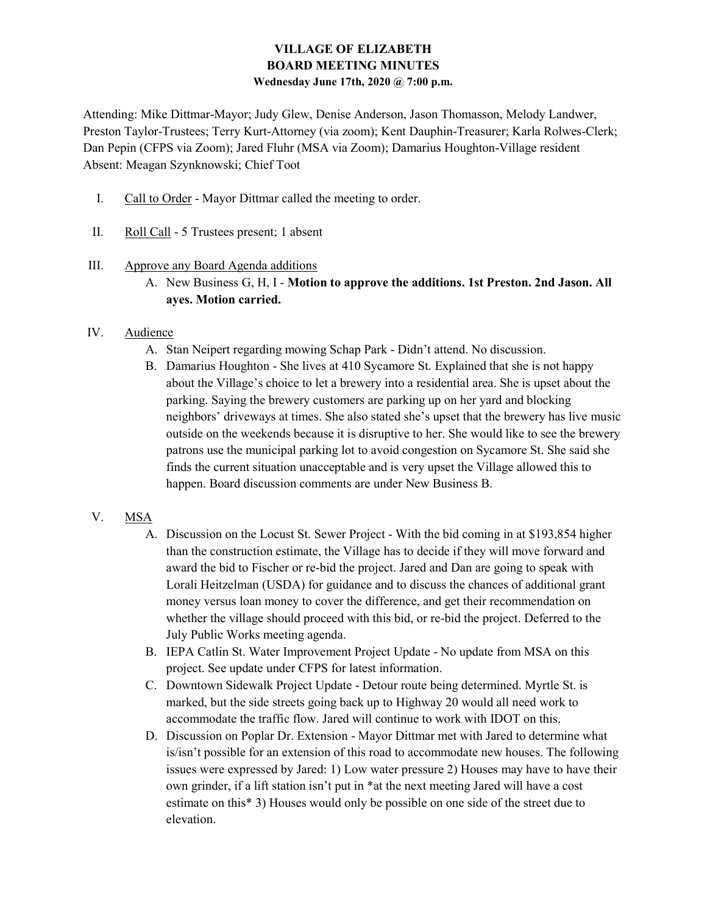# VILLAGE OF ELIZABETH
## BOARD MEETING MINUTES
### Wednesday June 17th, 2020 @ 7:00 p.m.

Attending: Mike Dittmar-Mayor; Judy Glew, Denise Anderson, Jason Thomasson, Melody Landwer, Preston Taylor-Trustees; Terry Kurt-Attorney (via zoom); Kent Dauphin-Treasurer; Karla Rolwes-Clerk; Dan Pepin (CFPS via Zoom); Jared Fluhr (MSA via Zoom); Damarius Houghton-Village resident
Absent: Meagan Szynknowski; Chief Toot

I. Call to Order - Mayor Dittmar called the meeting to order.

II. Roll Call - 5 Trustees present; 1 absent

III. Approve any Board Agenda additions
   A. New Business G, H, I - **Motion to approve the additions. 1st Preston. 2nd Jason. All ayes. Motion carried.**

IV. Audience
   A. Stan Neipert regarding mowing Schap Park - Didn't attend. No discussion.
   B. Damarius Houghton - She lives at 410 Sycamore St. Explained that she is not happy about the Village's choice to let a brewery into a residential area. She is upset about the parking. Saying the brewery customers are parking up on her yard and blocking neighbors' driveways at times. She also stated she's upset that the brewery has live music outside on the weekends because it is disruptive to her. She would like to see the brewery patrons use the municipal parking lot to avoid congestion on Sycamore St. She said she finds the current situation unacceptable and is very upset the Village allowed this to happen. Board discussion comments are under New Business B.

V. MSA
   A. Discussion on the Locust St. Sewer Project - With the bid coming in at $193,854 higher than the construction estimate, the Village has to decide if they will move forward and award the bid to Fischer or re-bid the project. Jared and Dan are going to speak with Lorali Heitzelman (USDA) for guidance and to discuss the chances of additional grant money versus loan money to cover the difference, and get their recommendation on whether the village should proceed with this bid, or re-bid the project. Deferred to the July Public Works meeting agenda.
   B. IEPA Catlin St. Water Improvement Project Update - No update from MSA on this project. See update under CFPS for latest information.
   C. Downtown Sidewalk Project Update - Detour route being determined. Myrtle St. is marked, but the side streets going back up to Highway 20 would all need work to accommodate the traffic flow. Jared will continue to work with IDOT on this.
   D. Discussion on Poplar Dr. Extension - Mayor Dittmar met with Jared to determine what is/isn't possible for an extension of this road to accommodate new houses. The following issues were expressed by Jared: 1) Low water pressure 2) Houses may have to have their own grinder, if a lift station isn't put in *at the next meeting Jared will have a cost estimate on this* 3) Houses would only be possible on one side of the street due to elevation.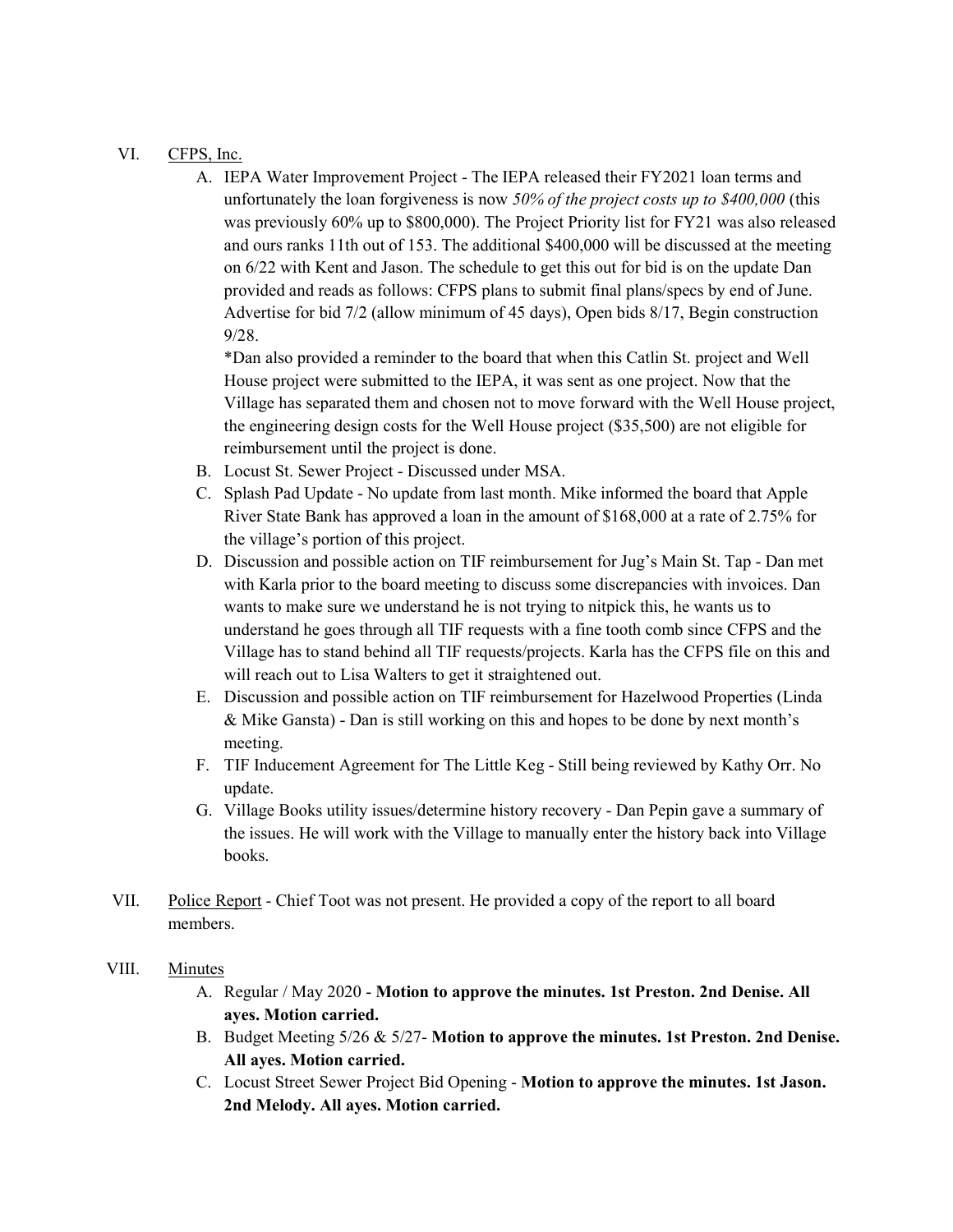VI. <u>CFPS, Inc.</u>

A. IEPA Water Improvement Project - The IEPA released their FY2021 loan terms and unfortunately the loan forgiveness is now *50% of the project costs up to $400,000* (this was previously 60% up to $800,000). The Project Priority list for FY21 was also released and ours ranks 11th out of 153. The additional $400,000 will be discussed at the meeting on 6/22 with Kent and Jason. The schedule to get this out for bid is on the update Dan provided and reads as follows: CFPS plans to submit final plans/specs by end of June. Advertise for bid 7/2 (allow minimum of 45 days), Open bids 8/17, Begin construction 9/28.

   *Dan also provided a reminder to the board that when this Catlin St. project and Well House project were submitted to the IEPA, it was sent as one project. Now that the Village has separated them and chosen not to move forward with the Well House project, the engineering design costs for the Well House project ($35,500) are not eligible for reimbursement until the project is done.

B. Locust St. Sewer Project - Discussed under MSA.

C. Splash Pad Update - No update from last month. Mike informed the board that Apple River State Bank has approved a loan in the amount of $168,000 at a rate of 2.75% for the village's portion of this project.

D. Discussion and possible action on TIF reimbursement for Jug's Main St. Tap - Dan met with Karla prior to the board meeting to discuss some discrepancies with invoices. Dan wants to make sure we understand he is not trying to nitpick this, he wants us to understand he goes through all TIF requests with a fine tooth comb since CFPS and the Village has to stand behind all TIF requests/projects. Karla has the CFPS file on this and will reach out to Lisa Walters to get it straightened out.

E. Discussion and possible action on TIF reimbursement for Hazelwood Properties (Linda & Mike Gansta) - Dan is still working on this and hopes to be done by next month's meeting.

F. TIF Inducement Agreement for The Little Keg - Still being reviewed by Kathy Orr. No update.

G. Village Books utility issues/determine history recovery - Dan Pepin gave a summary of the issues. He will work with the Village to manually enter the history back into Village books.

VII. <u>Police Report</u> - Chief Toot was not present. He provided a copy of the report to all board members.

VIII. <u>Minutes</u>

A. Regular / May 2020 - **Motion to approve the minutes. 1st Preston. 2nd Denise. All ayes. Motion carried.**

B. Budget Meeting 5/26 & 5/27- **Motion to approve the minutes. 1st Preston. 2nd Denise. All ayes. Motion carried.**

C. Locust Street Sewer Project Bid Opening - **Motion to approve the minutes. 1st Jason. 2nd Melody. All ayes. Motion carried.**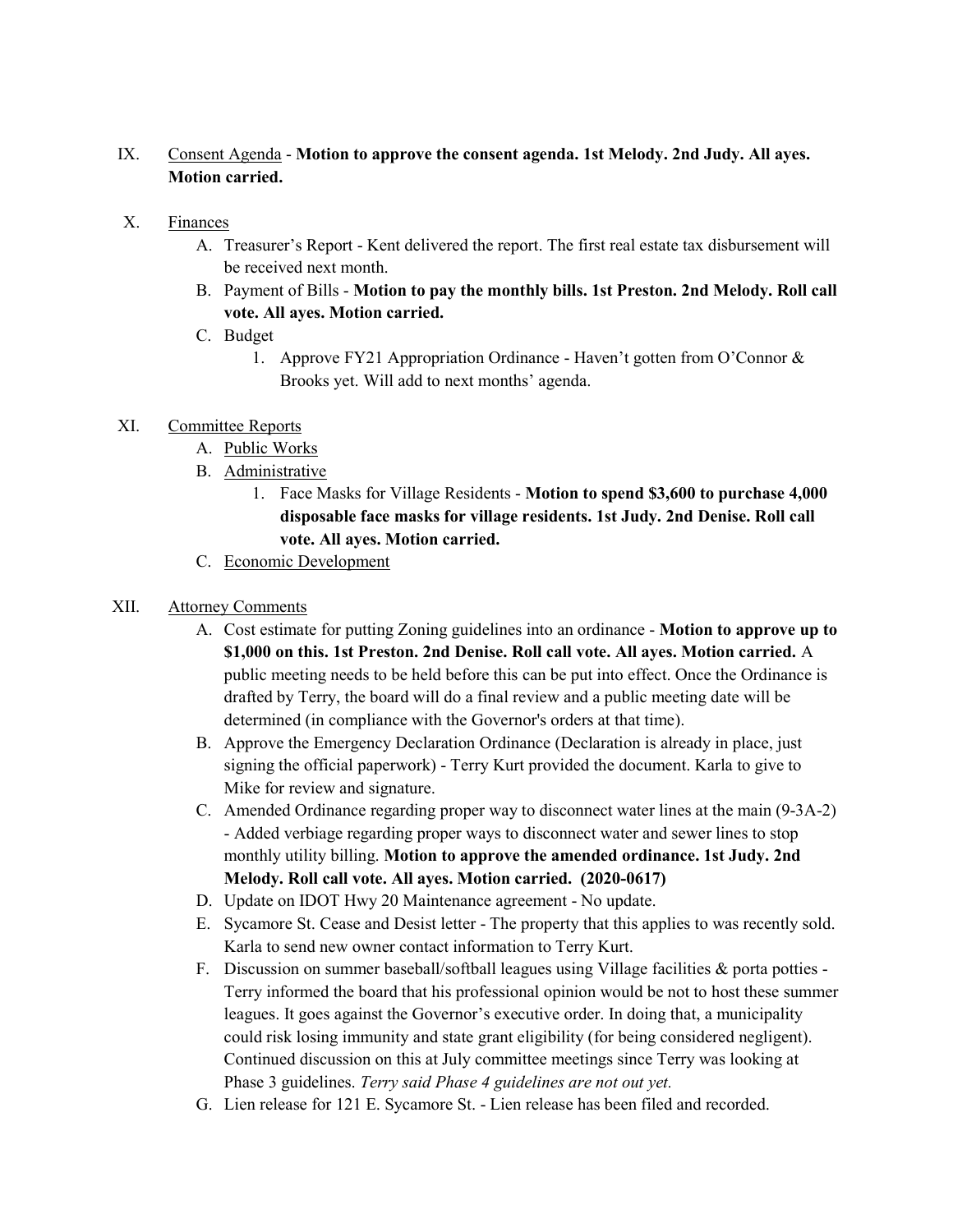IX. Consent Agenda - **Motion to approve the consent agenda. 1st Melody. 2nd Judy. All ayes. Motion carried.**

X. Finances

   A. Treasurer's Report - Kent delivered the report. The first real estate tax disbursement will be received next month.

   B. Payment of Bills - **Motion to pay the monthly bills. 1st Preston. 2nd Melody. Roll call vote. All ayes. Motion carried.**

   C. Budget

      1. Approve FY21 Appropriation Ordinance - Haven't gotten from O'Connor & Brooks yet. Will add to next months' agenda.

XI. Committee Reports

   A. Public Works

   B. Administrative

      1. Face Masks for Village Residents - **Motion to spend $3,600 to purchase 4,000 disposable face masks for village residents. 1st Judy. 2nd Denise. Roll call vote. All ayes. Motion carried.**

   C. Economic Development

XII. Attorney Comments

   A. Cost estimate for putting Zoning guidelines into an ordinance - **Motion to approve up to $1,000 on this. 1st Preston. 2nd Denise. Roll call vote. All ayes. Motion carried.** A public meeting needs to be held before this can be put into effect. Once the Ordinance is drafted by Terry, the board will do a final review and a public meeting date will be determined (in compliance with the Governor's orders at that time).

   B. Approve the Emergency Declaration Ordinance (Declaration is already in place, just signing the official paperwork) - Terry Kurt provided the document. Karla to give to Mike for review and signature.

   C. Amended Ordinance regarding proper way to disconnect water lines at the main (9-3A-2) - Added verbiage regarding proper ways to disconnect water and sewer lines to stop monthly utility billing. **Motion to approve the amended ordinance. 1st Judy. 2nd Melody. Roll call vote. All ayes. Motion carried. (2020-0617)**

   D. Update on IDOT Hwy 20 Maintenance agreement - No update.

   E. Sycamore St. Cease and Desist letter - The property that this applies to was recently sold. Karla to send new owner contact information to Terry Kurt.

   F. Discussion on summer baseball/softball leagues using Village facilities & porta potties - Terry informed the board that his professional opinion would be not to host these summer leagues. It goes against the Governor's executive order. In doing that, a municipality could risk losing immunity and state grant eligibility (for being considered negligent). Continued discussion on this at July committee meetings since Terry was looking at Phase 3 guidelines. *Terry said Phase 4 guidelines are not out yet.*

   G. Lien release for 121 E. Sycamore St. - Lien release has been filed and recorded.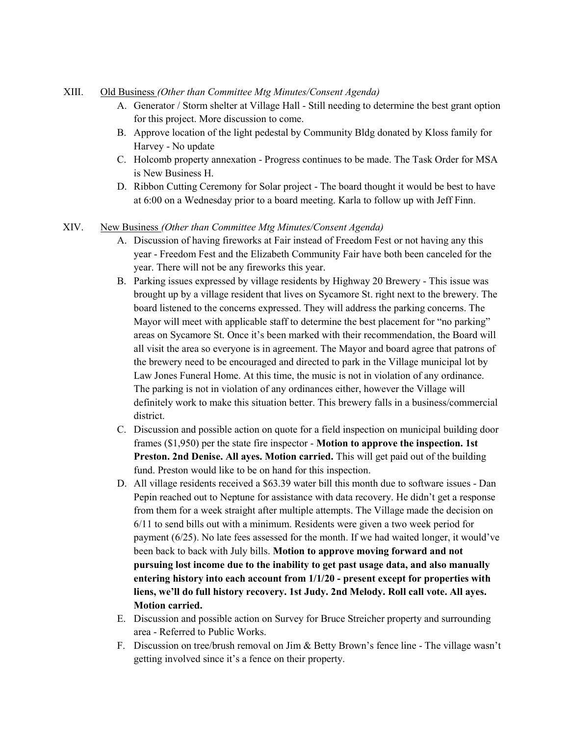XIII. <u>Old Business</u> *(Other than Committee Mtg Minutes/Consent Agenda)*

A. Generator / Storm shelter at Village Hall - Still needing to determine the best grant option for this project. More discussion to come.
B. Approve location of the light pedestal by Community Bldg donated by Kloss family for Harvey - No update
C. Holcomb property annexation - Progress continues to be made. The Task Order for MSA is New Business H.
D. Ribbon Cutting Ceremony for Solar project - The board thought it would be best to have at 6:00 on a Wednesday prior to a board meeting. Karla to follow up with Jeff Finn.

XIV. <u>New Business</u> *(Other than Committee Mtg Minutes/Consent Agenda)*

A. Discussion of having fireworks at Fair instead of Freedom Fest or not having any this year - Freedom Fest and the Elizabeth Community Fair have both been canceled for the year. There will not be any fireworks this year.
B. Parking issues expressed by village residents by Highway 20 Brewery - This issue was brought up by a village resident that lives on Sycamore St. right next to the brewery. The board listened to the concerns expressed. They will address the parking concerns. The Mayor will meet with applicable staff to determine the best placement for "no parking" areas on Sycamore St. Once it's been marked with their recommendation, the Board will all visit the area so everyone is in agreement. The Mayor and board agree that patrons of the brewery need to be encouraged and directed to park in the Village municipal lot by Law Jones Funeral Home. At this time, the music is not in violation of any ordinance. The parking is not in violation of any ordinances either, however the Village will definitely work to make this situation better. This brewery falls in a business/commercial district.
C. Discussion and possible action on quote for a field inspection on municipal building door frames ($1,950) per the state fire inspector - **Motion to approve the inspection. 1st Preston. 2nd Denise. All ayes. Motion carried.** This will get paid out of the building fund. Preston would like to be on hand for this inspection.
D. All village residents received a $63.39 water bill this month due to software issues - Dan Pepin reached out to Neptune for assistance with data recovery. He didn't get a response from them for a week straight after multiple attempts. The Village made the decision on 6/11 to send bills out with a minimum. Residents were given a two week period for payment (6/25). No late fees assessed for the month. If we had waited longer, it would've been back to back with July bills. **Motion to approve moving forward and not pursuing lost income due to the inability to get past usage data, and also manually entering history into each account from 1/1/20 - present except for properties with liens, we'll do full history recovery. 1st Judy. 2nd Melody. Roll call vote. All ayes. Motion carried.**
E. Discussion and possible action on Survey for Bruce Streicher property and surrounding area - Referred to Public Works.
F. Discussion on tree/brush removal on Jim & Betty Brown's fence line - The village wasn't getting involved since it's a fence on their property.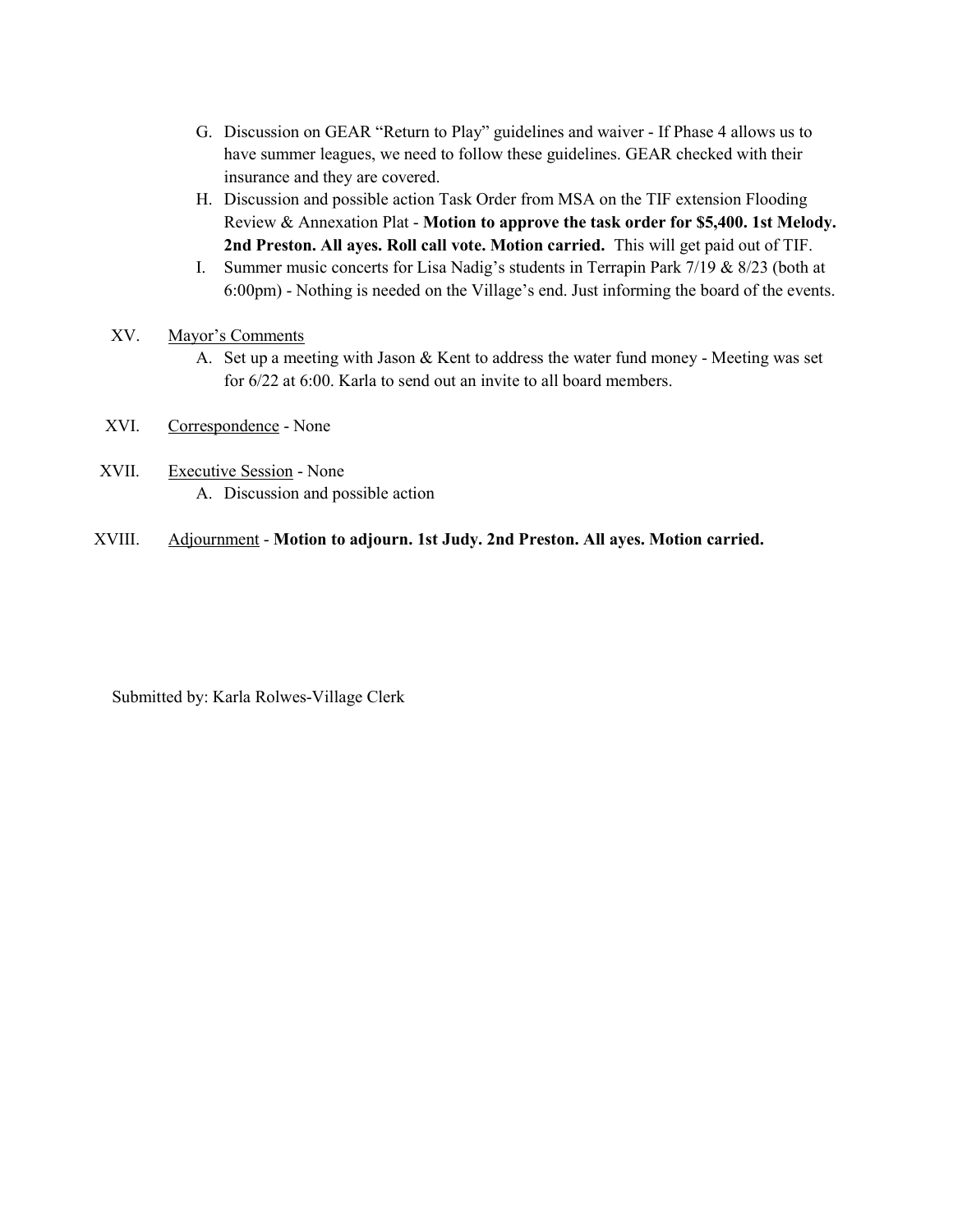G. Discussion on GEAR "Return to Play" guidelines and waiver - If Phase 4 allows us to have summer leagues, we need to follow these guidelines. GEAR checked with their insurance and they are covered.

H. Discussion and possible action Task Order from MSA on the TIF extension Flooding Review & Annexation Plat - **Motion to approve the task order for $5,400. 1st Melody. 2nd Preston. All ayes. Roll call vote. Motion carried.** This will get paid out of TIF.

I. Summer music concerts for Lisa Nadig's students in Terrapin Park 7/19 & 8/23 (both at 6:00pm) - Nothing is needed on the Village's end. Just informing the board of the events.

XV. <u>Mayor's Comments</u>

A. Set up a meeting with Jason & Kent to address the water fund money - Meeting was set for 6/22 at 6:00. Karla to send out an invite to all board members.

XVI. <u>Correspondence</u> - None

XVII. <u>Executive Session</u> - None

A. Discussion and possible action

XVIII. <u>Adjournment</u> - **Motion to adjourn. 1st Judy. 2nd Preston. All ayes. Motion carried.**

Submitted by: Karla Rolwes-Village Clerk